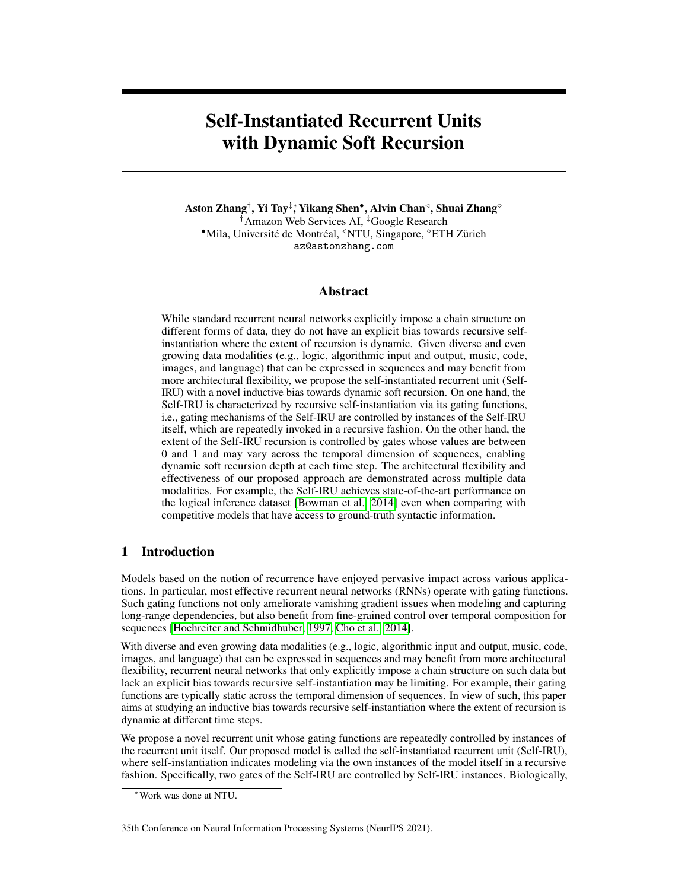# Self-Instantiated Recurrent Units with Dynamic Soft Recursion

**Aston Zhang[†], Yi Tay[‡,*], Yikang Shen[•], Alvin Chan[◁], Shuai Zhang[◇]**
[†]Amazon Web Services AI, [‡]Google Research
[•]Mila, Université de Montréal, [◁]NTU, Singapore, [◇]ETH Zürich
az@astonzhang.com

## Abstract

While standard recurrent neural networks explicitly impose a chain structure on different forms of data, they do not have an explicit bias towards recursive self-instantiation where the extent of recursion is dynamic. Given diverse and even growing data modalities (e.g., logic, algorithmic input and output, music, code, images, and language) that can be expressed in sequences and may benefit from more architectural flexibility, we propose the self-instantiated recurrent unit (Self-IRU) with a novel inductive bias towards dynamic soft recursion. On one hand, the Self-IRU is characterized by recursive self-instantiation via its gating functions, i.e., gating mechanisms of the Self-IRU are controlled by instances of the Self-IRU itself, which are repeatedly invoked in a recursive fashion. On the other hand, the extent of the Self-IRU recursion is controlled by gates whose values are between 0 and 1 and may vary across the temporal dimension of sequences, enabling dynamic soft recursion depth at each time step. The architectural flexibility and effectiveness of our proposed approach are demonstrated across multiple data modalities. For example, the Self-IRU achieves state-of-the-art performance on the logical inference dataset [Bowman et al., 2014] even when comparing with competitive models that have access to ground-truth syntactic information.

## 1 Introduction

Models based on the notion of recurrence have enjoyed pervasive impact across various applications. In particular, most effective recurrent neural networks (RNNs) operate with gating functions. Such gating functions not only ameliorate vanishing gradient issues when modeling and capturing long-range dependencies, but also benefit from fine-grained control over temporal composition for sequences [Hochreiter and Schmidhuber, 1997, Cho et al., 2014].

With diverse and even growing data modalities (e.g., logic, algorithmic input and output, music, code, images, and language) that can be expressed in sequences and may benefit from more architectural flexibility, recurrent neural networks that only explicitly impose a chain structure on such data but lack an explicit bias towards recursive self-instantiation may be limiting. For example, their gating functions are typically static across the temporal dimension of sequences. In view of such, this paper aims at studying an inductive bias towards recursive self-instantiation where the extent of recursion is dynamic at different time steps.

We propose a novel recurrent unit whose gating functions are repeatedly controlled by instances of the recurrent unit itself. Our proposed model is called the self-instantiated recurrent unit (Self-IRU), where self-instantiation indicates modeling via the own instances of the model itself in a recursive fashion. Specifically, two gates of the Self-IRU are controlled by Self-IRU instances. Biologically,

[*]Work was done at NTU.

35th Conference on Neural Information Processing Systems (NeurIPS 2021).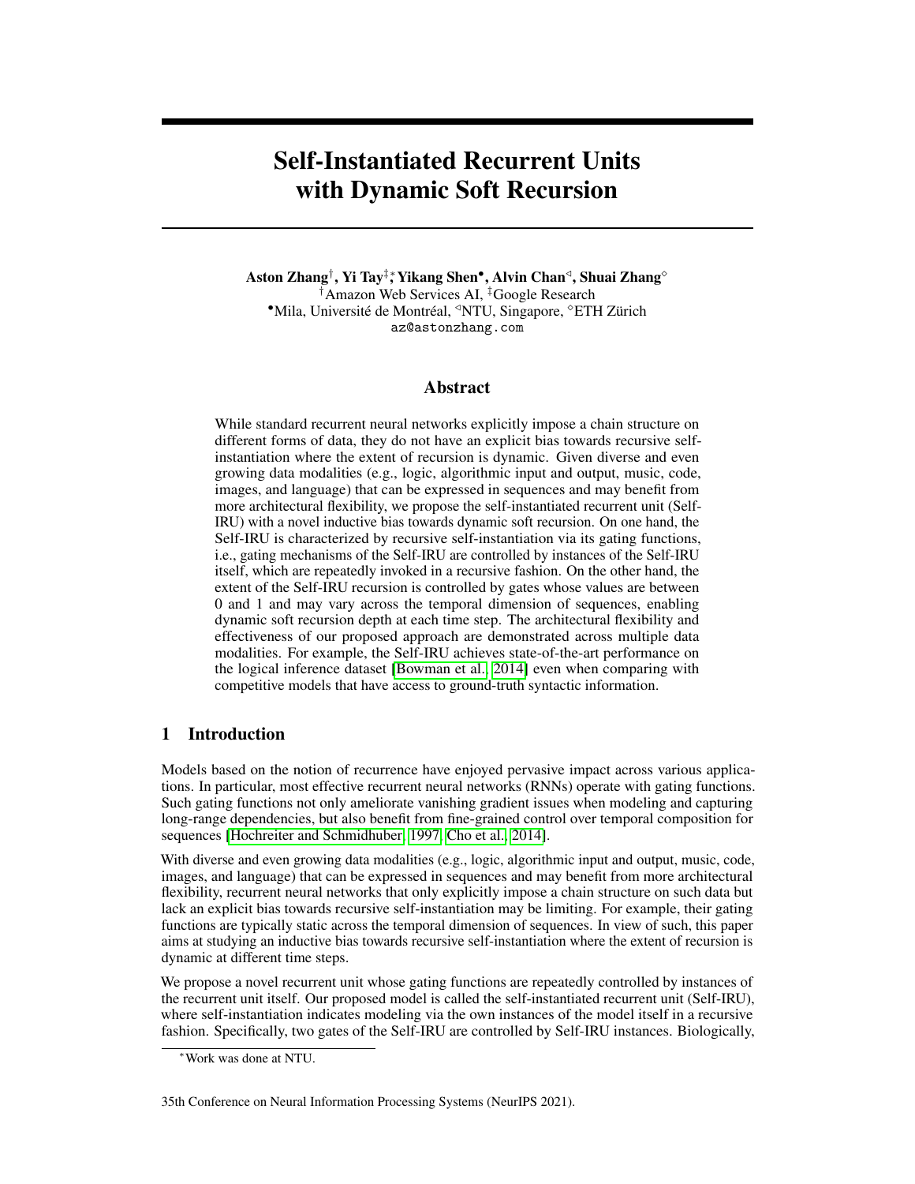# Self-Instantiated Recurrent Units with Dynamic Soft Recursion

**Aston Zhang**[†], **Yi Tay**[‡,*], **Yikang Shen**[•], **Alvin Chan**[◁], **Shuai Zhang**[◇]

[†]Amazon Web Services AI, [‡]Google Research

[•]Mila, Université de Montréal, [◁]NTU, Singapore, [◇]ETH Zürich

az@astonzhang.com

## Abstract

While standard recurrent neural networks explicitly impose a chain structure on different forms of data, they do not have an explicit bias towards recursive self-instantiation where the extent of recursion is dynamic. Given diverse and even growing data modalities (e.g., logic, algorithmic input and output, music, code, images, and language) that can be expressed in sequences and may benefit from more architectural flexibility, we propose the self-instantiated recurrent unit (Self-IRU) with a novel inductive bias towards dynamic soft recursion. On one hand, the Self-IRU is characterized by recursive self-instantiation via its gating functions, i.e., gating mechanisms of the Self-IRU are controlled by instances of the Self-IRU itself, which are repeatedly invoked in a recursive fashion. On the other hand, the extent of the Self-IRU recursion is controlled by gates whose values are between 0 and 1 and may vary across the temporal dimension of sequences, enabling dynamic soft recursion depth at each time step. The architectural flexibility and effectiveness of our proposed approach are demonstrated across multiple data modalities. For example, the Self-IRU achieves state-of-the-art performance on the logical inference dataset [Bowman et al., 2014] even when comparing with competitive models that have access to ground-truth syntactic information.

## 1 Introduction

Models based on the notion of recurrence have enjoyed pervasive impact across various applications. In particular, most effective recurrent neural networks (RNNs) operate with gating functions. Such gating functions not only ameliorate vanishing gradient issues when modeling and capturing long-range dependencies, but also benefit from fine-grained control over temporal composition for sequences [Hochreiter and Schmidhuber, 1997, Cho et al., 2014].

With diverse and even growing data modalities (e.g., logic, algorithmic input and output, music, code, images, and language) that can be expressed in sequences and may benefit from more architectural flexibility, recurrent neural networks that only explicitly impose a chain structure on such data but lack an explicit bias towards recursive self-instantiation may be limiting. For example, their gating functions are typically static across the temporal dimension of sequences. In view of such, this paper aims at studying an inductive bias towards recursive self-instantiation where the extent of recursion is dynamic at different time steps.

We propose a novel recurrent unit whose gating functions are repeatedly controlled by instances of the recurrent unit itself. Our proposed model is called the self-instantiated recurrent unit (Self-IRU), where self-instantiation indicates modeling via the own instances of the model itself in a recursive fashion. Specifically, two gates of the Self-IRU are controlled by Self-IRU instances. Biologically,

[*]Work was done at NTU.

35th Conference on Neural Information Processing Systems (NeurIPS 2021).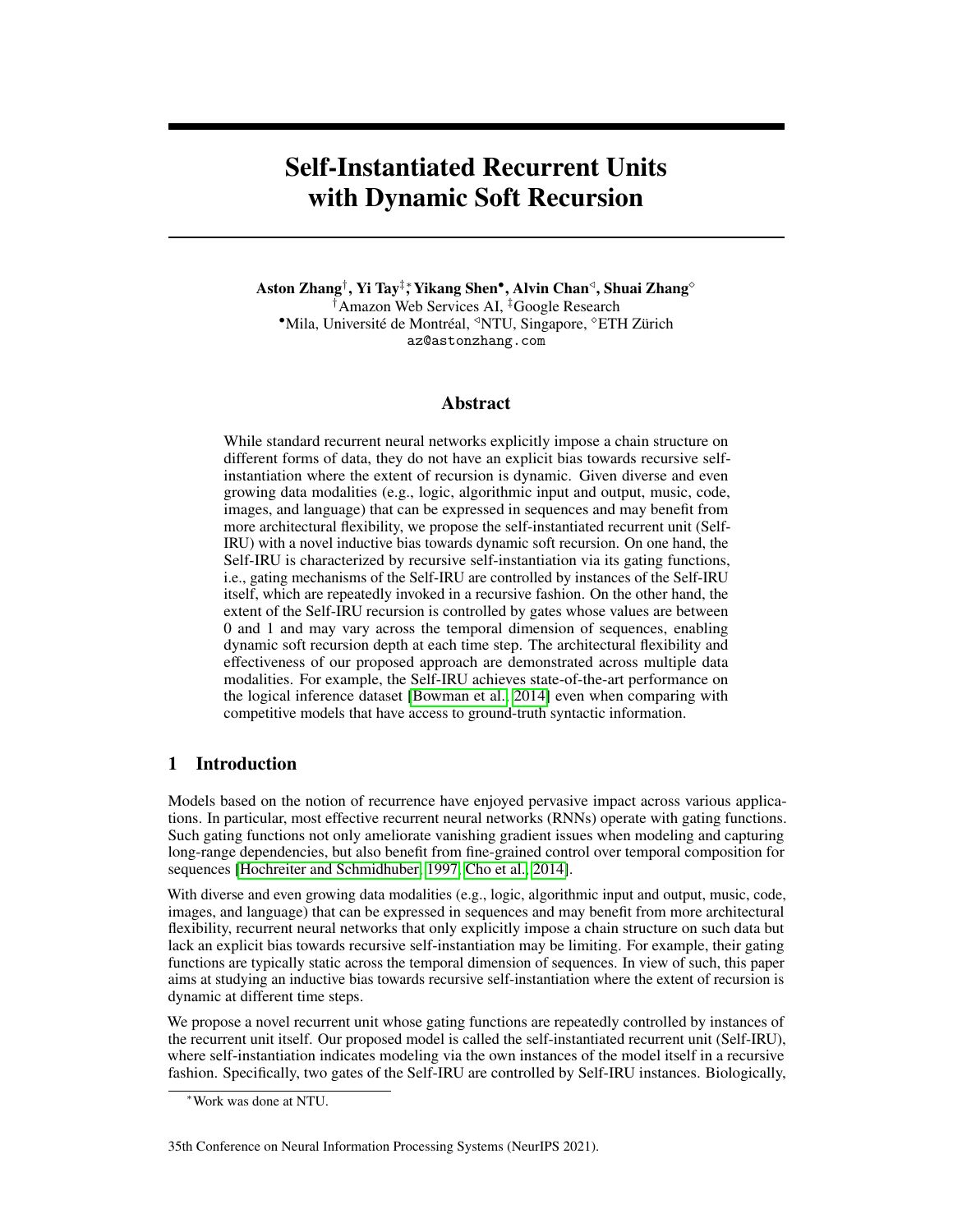# Self-Instantiated Recurrent Units with Dynamic Soft Recursion

**Aston Zhang**[†], **Yi Tay**[‡,*], **Yikang Shen**[•], **Alvin Chan**[◁], **Shuai Zhang**[◇]

[†]Amazon Web Services AI, [‡]Google Research

[•]Mila, Université de Montréal, [◁]NTU, Singapore, [◇]ETH Zürich

az@astonzhang.com

## Abstract

While standard recurrent neural networks explicitly impose a chain structure on different forms of data, they do not have an explicit bias towards recursive self-instantiation where the extent of recursion is dynamic. Given diverse and even growing data modalities (e.g., logic, algorithmic input and output, music, code, images, and language) that can be expressed in sequences and may benefit from more architectural flexibility, we propose the self-instantiated recurrent unit (Self-IRU) with a novel inductive bias towards dynamic soft recursion. On one hand, the Self-IRU is characterized by recursive self-instantiation via its gating functions, i.e., gating mechanisms of the Self-IRU are controlled by instances of the Self-IRU itself, which are repeatedly invoked in a recursive fashion. On the other hand, the extent of the Self-IRU recursion is controlled by gates whose values are between 0 and 1 and may vary across the temporal dimension of sequences, enabling dynamic soft recursion depth at each time step. The architectural flexibility and effectiveness of our proposed approach are demonstrated across multiple data modalities. For example, the Self-IRU achieves state-of-the-art performance on the logical inference dataset [Bowman et al., 2014] even when comparing with competitive models that have access to ground-truth syntactic information.

## 1 Introduction

Models based on the notion of recurrence have enjoyed pervasive impact across various applications. In particular, most effective recurrent neural networks (RNNs) operate with gating functions. Such gating functions not only ameliorate vanishing gradient issues when modeling and capturing long-range dependencies, but also benefit from fine-grained control over temporal composition for sequences [Hochreiter and Schmidhuber, 1997, Cho et al., 2014].

With diverse and even growing data modalities (e.g., logic, algorithmic input and output, music, code, images, and language) that can be expressed in sequences and may benefit from more architectural flexibility, recurrent neural networks that only explicitly impose a chain structure on such data but lack an explicit bias towards recursive self-instantiation may be limiting. For example, their gating functions are typically static across the temporal dimension of sequences. In view of such, this paper aims at studying an inductive bias towards recursive self-instantiation where the extent of recursion is dynamic at different time steps.

We propose a novel recurrent unit whose gating functions are repeatedly controlled by instances of the recurrent unit itself. Our proposed model is called the self-instantiated recurrent unit (Self-IRU), where self-instantiation indicates modeling via the own instances of the model itself in a recursive fashion. Specifically, two gates of the Self-IRU are controlled by Self-IRU instances. Biologically,

[*]Work was done at NTU.

35th Conference on Neural Information Processing Systems (NeurIPS 2021).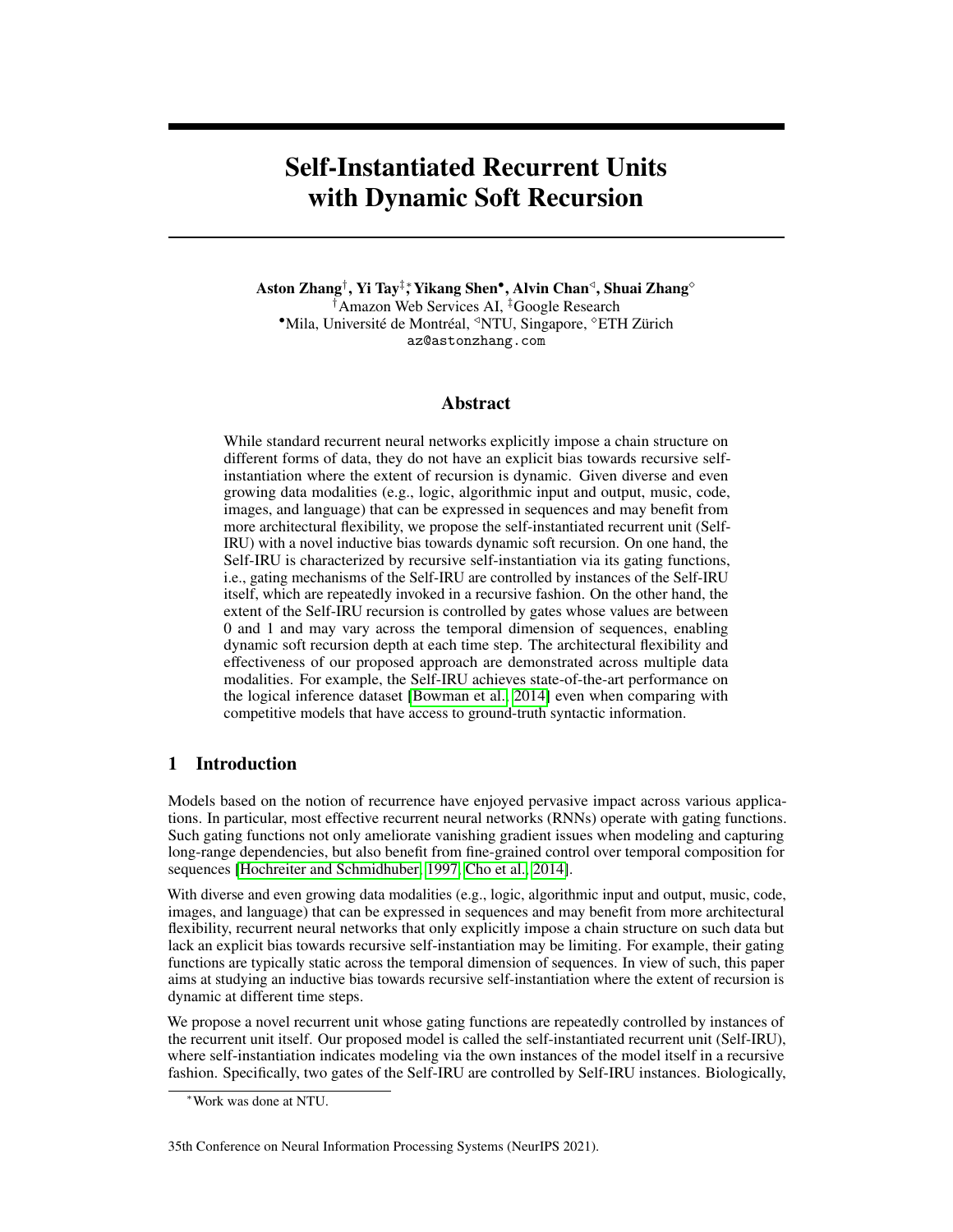# Self-Instantiated Recurrent Units with Dynamic Soft Recursion

**Aston Zhang**[†], **Yi Tay**[‡,*], **Yikang Shen**[•], **Alvin Chan**[◁], **Shuai Zhang**[◇]

[†]Amazon Web Services AI, [‡]Google Research

[•]Mila, Université de Montréal, [◁]NTU, Singapore, [◇]ETH Zürich

az@astonzhang.com

## Abstract

While standard recurrent neural networks explicitly impose a chain structure on different forms of data, they do not have an explicit bias towards recursive self-instantiation where the extent of recursion is dynamic. Given diverse and even growing data modalities (e.g., logic, algorithmic input and output, music, code, images, and language) that can be expressed in sequences and may benefit from more architectural flexibility, we propose the self-instantiated recurrent unit (Self-IRU) with a novel inductive bias towards dynamic soft recursion. On one hand, the Self-IRU is characterized by recursive self-instantiation via its gating functions, i.e., gating mechanisms of the Self-IRU are controlled by instances of the Self-IRU itself, which are repeatedly invoked in a recursive fashion. On the other hand, the extent of the Self-IRU recursion is controlled by gates whose values are between 0 and 1 and may vary across the temporal dimension of sequences, enabling dynamic soft recursion depth at each time step. The architectural flexibility and effectiveness of our proposed approach are demonstrated across multiple data modalities. For example, the Self-IRU achieves state-of-the-art performance on the logical inference dataset [Bowman et al., 2014] even when comparing with competitive models that have access to ground-truth syntactic information.

## 1 Introduction

Models based on the notion of recurrence have enjoyed pervasive impact across various applications. In particular, most effective recurrent neural networks (RNNs) operate with gating functions. Such gating functions not only ameliorate vanishing gradient issues when modeling and capturing long-range dependencies, but also benefit from fine-grained control over temporal composition for sequences [Hochreiter and Schmidhuber, 1997, Cho et al., 2014].

With diverse and even growing data modalities (e.g., logic, algorithmic input and output, music, code, images, and language) that can be expressed in sequences and may benefit from more architectural flexibility, recurrent neural networks that only explicitly impose a chain structure on such data but lack an explicit bias towards recursive self-instantiation may be limiting. For example, their gating functions are typically static across the temporal dimension of sequences. In view of such, this paper aims at studying an inductive bias towards recursive self-instantiation where the extent of recursion is dynamic at different time steps.

We propose a novel recurrent unit whose gating functions are repeatedly controlled by instances of the recurrent unit itself. Our proposed model is called the self-instantiated recurrent unit (Self-IRU), where self-instantiation indicates modeling via the own instances of the model itself in a recursive fashion. Specifically, two gates of the Self-IRU are controlled by Self-IRU instances. Biologically,

[*]Work was done at NTU.

35th Conference on Neural Information Processing Systems (NeurIPS 2021).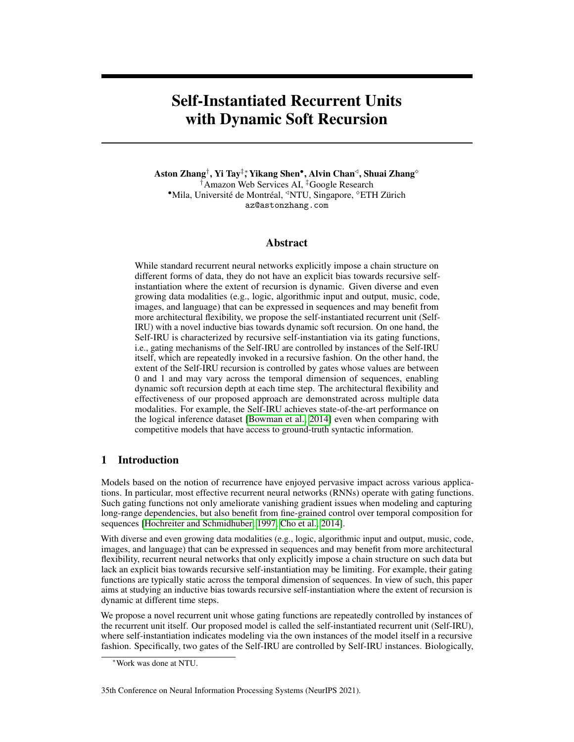# Self-Instantiated Recurrent Units with Dynamic Soft Recursion

**Aston Zhang**[†], **Yi Tay**[‡]*, **Yikang Shen**[•], **Alvin Chan**[◁], **Shuai Zhang**[◇]

[†]Amazon Web Services AI, [‡]Google Research

[•]Mila, Université de Montréal, [◁]NTU, Singapore, [◇]ETH Zürich

az@astonzhang.com

## Abstract

While standard recurrent neural networks explicitly impose a chain structure on different forms of data, they do not have an explicit bias towards recursive self-instantiation where the extent of recursion is dynamic. Given diverse and even growing data modalities (e.g., logic, algorithmic input and output, music, code, images, and language) that can be expressed in sequences and may benefit from more architectural flexibility, we propose the self-instantiated recurrent unit (Self-IRU) with a novel inductive bias towards dynamic soft recursion. On one hand, the Self-IRU is characterized by recursive self-instantiation via its gating functions, i.e., gating mechanisms of the Self-IRU are controlled by instances of the Self-IRU itself, which are repeatedly invoked in a recursive fashion. On the other hand, the extent of the Self-IRU recursion is controlled by gates whose values are between 0 and 1 and may vary across the temporal dimension of sequences, enabling dynamic soft recursion depth at each time step. The architectural flexibility and effectiveness of our proposed approach are demonstrated across multiple data modalities. For example, the Self-IRU achieves state-of-the-art performance on the logical inference dataset [Bowman et al., 2014] even when comparing with competitive models that have access to ground-truth syntactic information.

## 1 Introduction

Models based on the notion of recurrence have enjoyed pervasive impact across various applications. In particular, most effective recurrent neural networks (RNNs) operate with gating functions. Such gating functions not only ameliorate vanishing gradient issues when modeling and capturing long-range dependencies, but also benefit from fine-grained control over temporal composition for sequences [Hochreiter and Schmidhuber, 1997, Cho et al., 2014].

With diverse and even growing data modalities (e.g., logic, algorithmic input and output, music, code, images, and language) that can be expressed in sequences and may benefit from more architectural flexibility, recurrent neural networks that only explicitly impose a chain structure on such data but lack an explicit bias towards recursive self-instantiation may be limiting. For example, their gating functions are typically static across the temporal dimension of sequences. In view of such, this paper aims at studying an inductive bias towards recursive self-instantiation where the extent of recursion is dynamic at different time steps.

We propose a novel recurrent unit whose gating functions are repeatedly controlled by instances of the recurrent unit itself. Our proposed model is called the self-instantiated recurrent unit (Self-IRU), where self-instantiation indicates modeling via the own instances of the model itself in a recursive fashion. Specifically, two gates of the Self-IRU are controlled by Self-IRU instances. Biologically,

*Work was done at NTU.

35th Conference on Neural Information Processing Systems (NeurIPS 2021).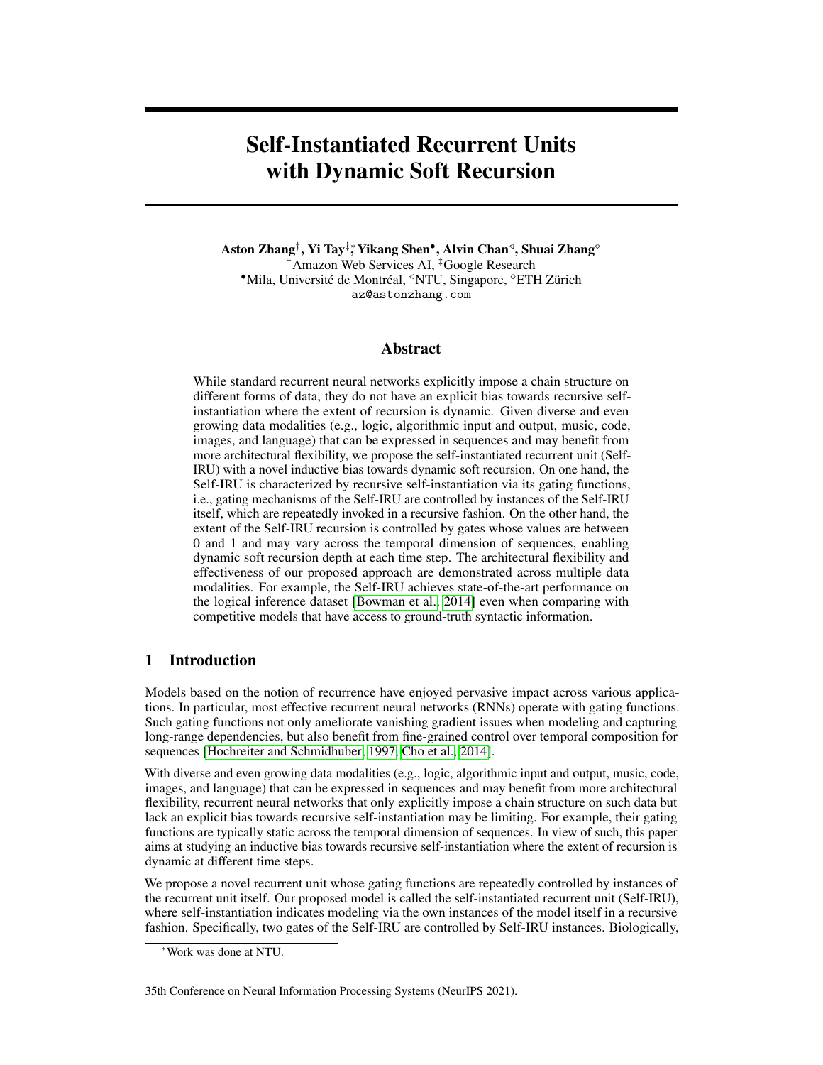# Self-Instantiated Recurrent Units with Dynamic Soft Recursion

**Aston Zhang**[†], **Yi Tay**[‡,*], **Yikang Shen**[•], **Alvin Chan**[◁], **Shuai Zhang**[◇]

[†]Amazon Web Services AI, [‡]Google Research

[•]Mila, Université de Montréal, [◁]NTU, Singapore, [◇]ETH Zürich

az@astonzhang.com

## Abstract

While standard recurrent neural networks explicitly impose a chain structure on different forms of data, they do not have an explicit bias towards recursive self-instantiation where the extent of recursion is dynamic. Given diverse and even growing data modalities (e.g., logic, algorithmic input and output, music, code, images, and language) that can be expressed in sequences and may benefit from more architectural flexibility, we propose the self-instantiated recurrent unit (Self-IRU) with a novel inductive bias towards dynamic soft recursion. On one hand, the Self-IRU is characterized by recursive self-instantiation via its gating functions, i.e., gating mechanisms of the Self-IRU are controlled by instances of the Self-IRU itself, which are repeatedly invoked in a recursive fashion. On the other hand, the extent of the Self-IRU recursion is controlled by gates whose values are between 0 and 1 and may vary across the temporal dimension of sequences, enabling dynamic soft recursion depth at each time step. The architectural flexibility and effectiveness of our proposed approach are demonstrated across multiple data modalities. For example, the Self-IRU achieves state-of-the-art performance on the logical inference dataset [Bowman et al., 2014] even when comparing with competitive models that have access to ground-truth syntactic information.

## 1 Introduction

Models based on the notion of recurrence have enjoyed pervasive impact across various applications. In particular, most effective recurrent neural networks (RNNs) operate with gating functions. Such gating functions not only ameliorate vanishing gradient issues when modeling and capturing long-range dependencies, but also benefit from fine-grained control over temporal composition for sequences [Hochreiter and Schmidhuber, 1997, Cho et al., 2014].

With diverse and even growing data modalities (e.g., logic, algorithmic input and output, music, code, images, and language) that can be expressed in sequences and may benefit from more architectural flexibility, recurrent neural networks that only explicitly impose a chain structure on such data but lack an explicit bias towards recursive self-instantiation may be limiting. For example, their gating functions are typically static across the temporal dimension of sequences. In view of such, this paper aims at studying an inductive bias towards recursive self-instantiation where the extent of recursion is dynamic at different time steps.

We propose a novel recurrent unit whose gating functions are repeatedly controlled by instances of the recurrent unit itself. Our proposed model is called the self-instantiated recurrent unit (Self-IRU), where self-instantiation indicates modeling via the own instances of the model itself in a recursive fashion. Specifically, two gates of the Self-IRU are controlled by Self-IRU instances. Biologically,

*Work was done at NTU.

35th Conference on Neural Information Processing Systems (NeurIPS 2021).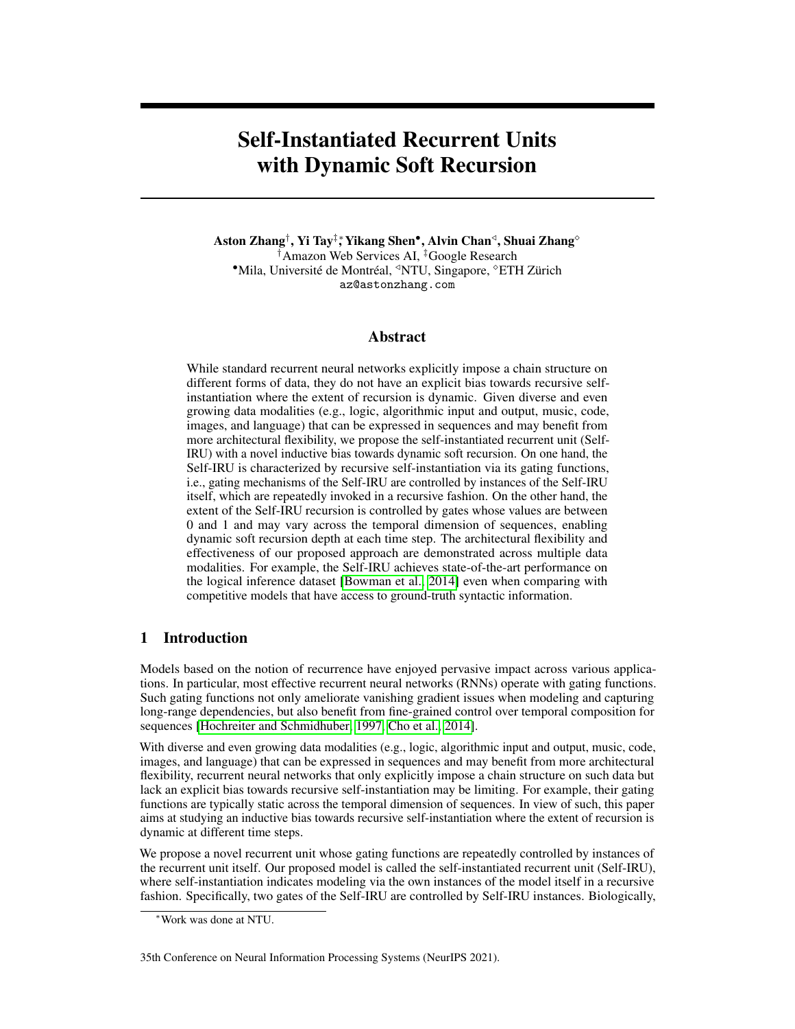# Self-Instantiated Recurrent Units with Dynamic Soft Recursion

**Aston Zhang**[†], **Yi Tay**[‡,*], **Yikang Shen**[•], **Alvin Chan**[◁], **Shuai Zhang**[◇]
[†]Amazon Web Services AI, [‡]Google Research
[•]Mila, Université de Montréal, [◁]NTU, Singapore, [◇]ETH Zürich
az@astonzhang.com

## Abstract

While standard recurrent neural networks explicitly impose a chain structure on different forms of data, they do not have an explicit bias towards recursive self-instantiation where the extent of recursion is dynamic. Given diverse and even growing data modalities (e.g., logic, algorithmic input and output, music, code, images, and language) that can be expressed in sequences and may benefit from more architectural flexibility, we propose the self-instantiated recurrent unit (Self-IRU) with a novel inductive bias towards dynamic soft recursion. On one hand, the Self-IRU is characterized by recursive self-instantiation via its gating functions, i.e., gating mechanisms of the Self-IRU are controlled by instances of the Self-IRU itself, which are repeatedly invoked in a recursive fashion. On the other hand, the extent of the Self-IRU recursion is controlled by gates whose values are between 0 and 1 and may vary across the temporal dimension of sequences, enabling dynamic soft recursion depth at each time step. The architectural flexibility and effectiveness of our proposed approach are demonstrated across multiple data modalities. For example, the Self-IRU achieves state-of-the-art performance on the logical inference dataset [Bowman et al., 2014] even when comparing with competitive models that have access to ground-truth syntactic information.

## 1 Introduction

Models based on the notion of recurrence have enjoyed pervasive impact across various applications. In particular, most effective recurrent neural networks (RNNs) operate with gating functions. Such gating functions not only ameliorate vanishing gradient issues when modeling and capturing long-range dependencies, but also benefit from fine-grained control over temporal composition for sequences [Hochreiter and Schmidhuber, 1997, Cho et al., 2014].

With diverse and even growing data modalities (e.g., logic, algorithmic input and output, music, code, images, and language) that can be expressed in sequences and may benefit from more architectural flexibility, recurrent neural networks that only explicitly impose a chain structure on such data but lack an explicit bias towards recursive self-instantiation may be limiting. For example, their gating functions are typically static across the temporal dimension of sequences. In view of such, this paper aims at studying an inductive bias towards recursive self-instantiation where the extent of recursion is dynamic at different time steps.

We propose a novel recurrent unit whose gating functions are repeatedly controlled by instances of the recurrent unit itself. Our proposed model is called the self-instantiated recurrent unit (Self-IRU), where self-instantiation indicates modeling via the own instances of the model itself in a recursive fashion. Specifically, two gates of the Self-IRU are controlled by Self-IRU instances. Biologically,

---

*Work was done at NTU.

35th Conference on Neural Information Processing Systems (NeurIPS 2021).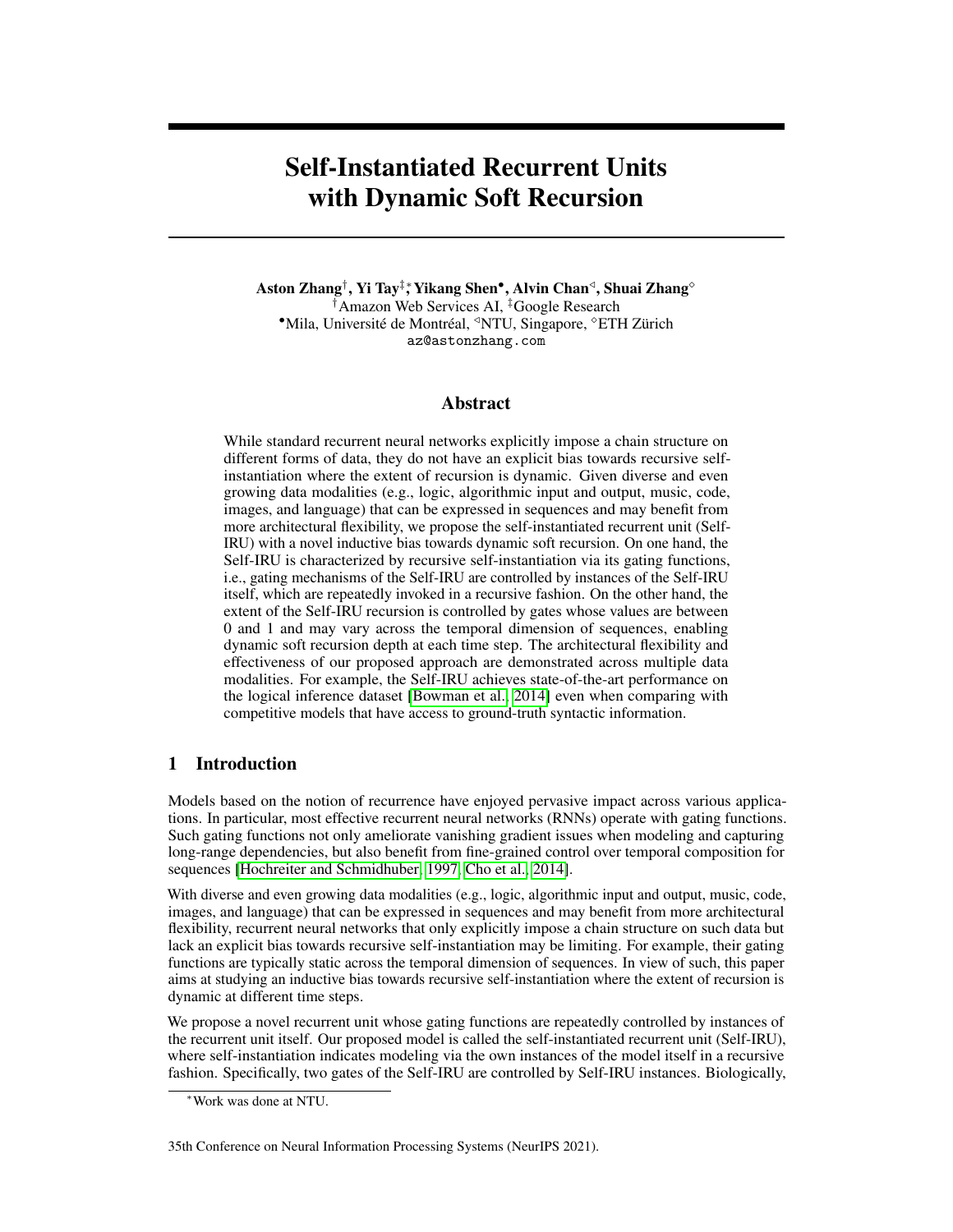# Self-Instantiated Recurrent Units with Dynamic Soft Recursion

**Aston Zhang**[†], **Yi Tay**[‡,*], **Yikang Shen**[•], **Alvin Chan**[◁], **Shuai Zhang**[◇]

[†]Amazon Web Services AI, [‡]Google Research

[•]Mila, Université de Montréal, [◁]NTU, Singapore, [◇]ETH Zürich

az@astonzhang.com

## Abstract

While standard recurrent neural networks explicitly impose a chain structure on different forms of data, they do not have an explicit bias towards recursive self-instantiation where the extent of recursion is dynamic. Given diverse and even growing data modalities (e.g., logic, algorithmic input and output, music, code, images, and language) that can be expressed in sequences and may benefit from more architectural flexibility, we propose the self-instantiated recurrent unit (Self-IRU) with a novel inductive bias towards dynamic soft recursion. On one hand, the Self-IRU is characterized by recursive self-instantiation via its gating functions, i.e., gating mechanisms of the Self-IRU are controlled by instances of the Self-IRU itself, which are repeatedly invoked in a recursive fashion. On the other hand, the extent of the Self-IRU recursion is controlled by gates whose values are between 0 and 1 and may vary across the temporal dimension of sequences, enabling dynamic soft recursion depth at each time step. The architectural flexibility and effectiveness of our proposed approach are demonstrated across multiple data modalities. For example, the Self-IRU achieves state-of-the-art performance on the logical inference dataset [Bowman et al., 2014] even when comparing with competitive models that have access to ground-truth syntactic information.

## 1 Introduction

Models based on the notion of recurrence have enjoyed pervasive impact across various applications. In particular, most effective recurrent neural networks (RNNs) operate with gating functions. Such gating functions not only ameliorate vanishing gradient issues when modeling and capturing long-range dependencies, but also benefit from fine-grained control over temporal composition for sequences [Hochreiter and Schmidhuber, 1997, Cho et al., 2014].

With diverse and even growing data modalities (e.g., logic, algorithmic input and output, music, code, images, and language) that can be expressed in sequences and may benefit from more architectural flexibility, recurrent neural networks that only explicitly impose a chain structure on such data but lack an explicit bias towards recursive self-instantiation may be limiting. For example, their gating functions are typically static across the temporal dimension of sequences. In view of such, this paper aims at studying an inductive bias towards recursive self-instantiation where the extent of recursion is dynamic at different time steps.

We propose a novel recurrent unit whose gating functions are repeatedly controlled by instances of the recurrent unit itself. Our proposed model is called the self-instantiated recurrent unit (Self-IRU), where self-instantiation indicates modeling via the own instances of the model itself in a recursive fashion. Specifically, two gates of the Self-IRU are controlled by Self-IRU instances. Biologically,

*Work was done at NTU.

35th Conference on Neural Information Processing Systems (NeurIPS 2021).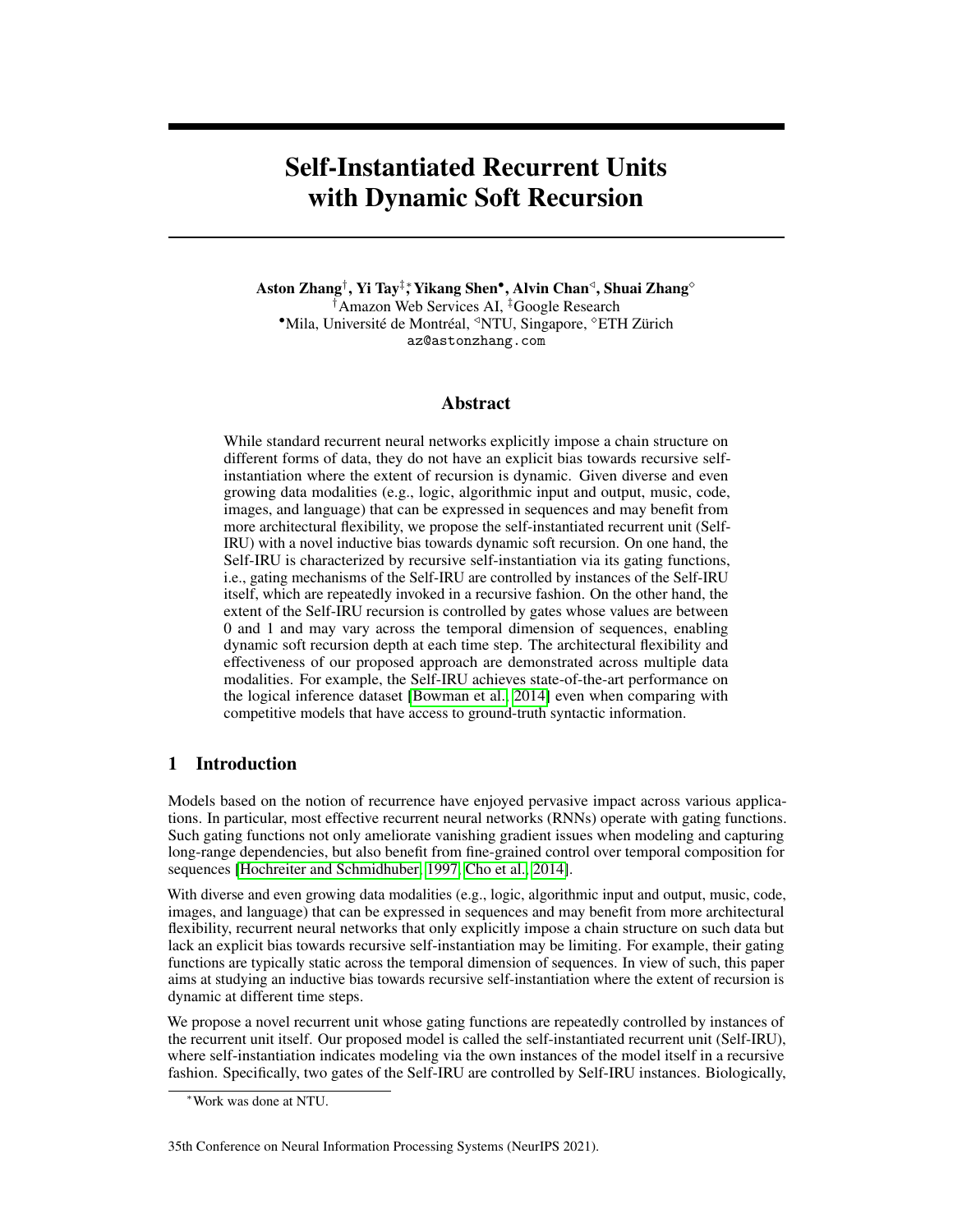# Self-Instantiated Recurrent Units with Dynamic Soft Recursion

**Aston Zhang**[†], **Yi Tay**[‡,*], **Yikang Shen**[•], **Alvin Chan**[◁], **Shuai Zhang**[◇]

[†]Amazon Web Services AI, [‡]Google Research

[•]Mila, Université de Montréal, [◁]NTU, Singapore, [◇]ETH Zürich

az@astonzhang.com

## Abstract

While standard recurrent neural networks explicitly impose a chain structure on different forms of data, they do not have an explicit bias towards recursive self-instantiation where the extent of recursion is dynamic. Given diverse and even growing data modalities (e.g., logic, algorithmic input and output, music, code, images, and language) that can be expressed in sequences and may benefit from more architectural flexibility, we propose the self-instantiated recurrent unit (Self-IRU) with a novel inductive bias towards dynamic soft recursion. On one hand, the Self-IRU is characterized by recursive self-instantiation via its gating functions, i.e., gating mechanisms of the Self-IRU are controlled by instances of the Self-IRU itself, which are repeatedly invoked in a recursive fashion. On the other hand, the extent of the Self-IRU recursion is controlled by gates whose values are between 0 and 1 and may vary across the temporal dimension of sequences, enabling dynamic soft recursion depth at each time step. The architectural flexibility and effectiveness of our proposed approach are demonstrated across multiple data modalities. For example, the Self-IRU achieves state-of-the-art performance on the logical inference dataset [Bowman et al., 2014] even when comparing with competitive models that have access to ground-truth syntactic information.

## 1 Introduction

Models based on the notion of recurrence have enjoyed pervasive impact across various applications. In particular, most effective recurrent neural networks (RNNs) operate with gating functions. Such gating functions not only ameliorate vanishing gradient issues when modeling and capturing long-range dependencies, but also benefit from fine-grained control over temporal composition for sequences [Hochreiter and Schmidhuber, 1997, Cho et al., 2014].

With diverse and even growing data modalities (e.g., logic, algorithmic input and output, music, code, images, and language) that can be expressed in sequences and may benefit from more architectural flexibility, recurrent neural networks that only explicitly impose a chain structure on such data but lack an explicit bias towards recursive self-instantiation may be limiting. For example, their gating functions are typically static across the temporal dimension of sequences. In view of such, this paper aims at studying an inductive bias towards recursive self-instantiation where the extent of recursion is dynamic at different time steps.

We propose a novel recurrent unit whose gating functions are repeatedly controlled by instances of the recurrent unit itself. Our proposed model is called the self-instantiated recurrent unit (Self-IRU), where self-instantiation indicates modeling via the own instances of the model itself in a recursive fashion. Specifically, two gates of the Self-IRU are controlled by Self-IRU instances. Biologically,

*Work was done at NTU.

35th Conference on Neural Information Processing Systems (NeurIPS 2021).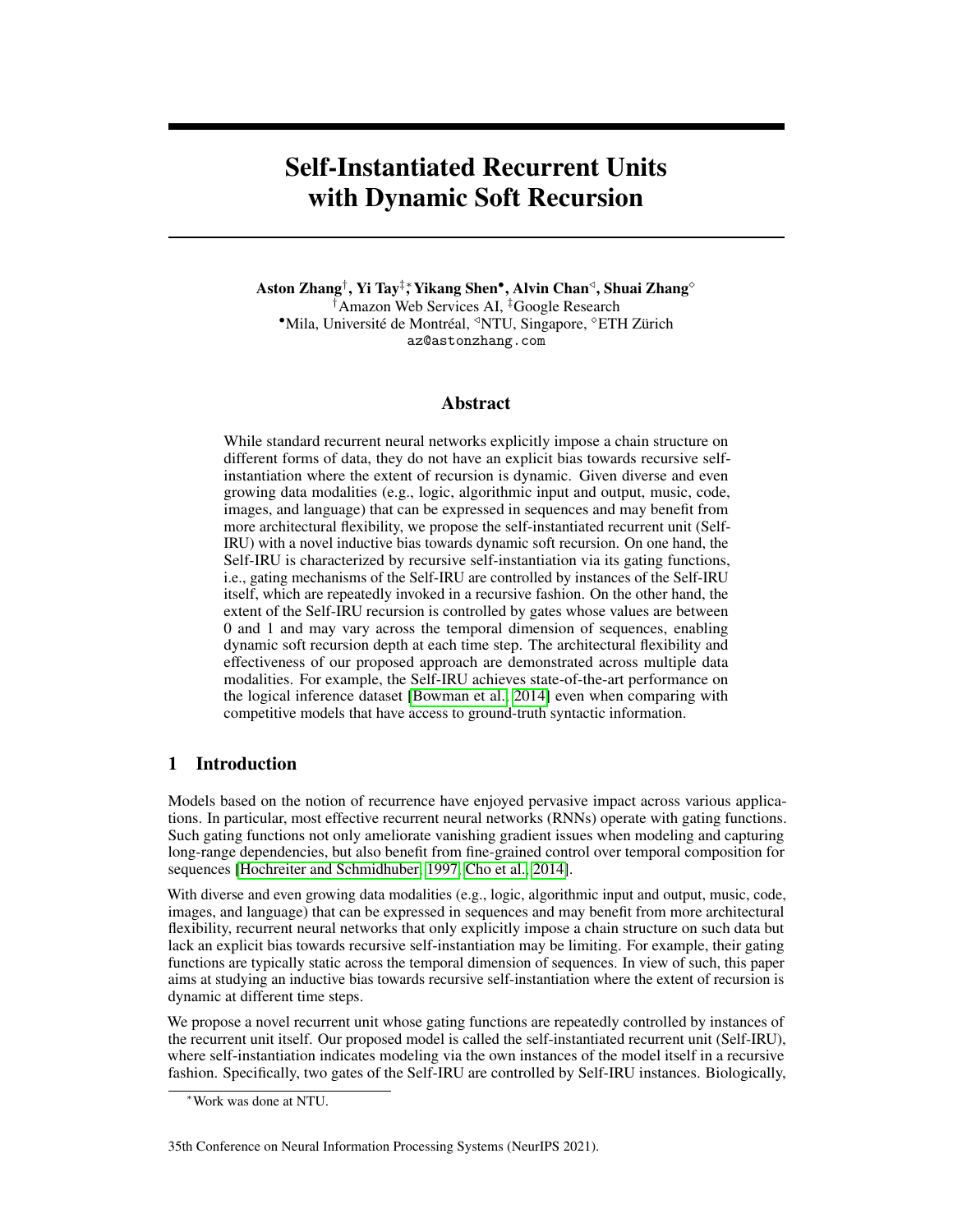# Self-Instantiated Recurrent Units with Dynamic Soft Recursion

**Aston Zhang**[†], **Yi Tay**[‡,*], **Yikang Shen**[•], **Alvin Chan**[◁], **Shuai Zhang**[⋄]

[†]Amazon Web Services AI, [‡]Google Research

[•]Mila, Université de Montréal, [◁]NTU, Singapore, [⋄]ETH Zürich

az@astonzhang.com

## Abstract

While standard recurrent neural networks explicitly impose a chain structure on different forms of data, they do not have an explicit bias towards recursive self-instantiation where the extent of recursion is dynamic. Given diverse and even growing data modalities (e.g., logic, algorithmic input and output, music, code, images, and language) that can be expressed in sequences and may benefit from more architectural flexibility, we propose the self-instantiated recurrent unit (Self-IRU) with a novel inductive bias towards dynamic soft recursion. On one hand, the Self-IRU is characterized by recursive self-instantiation via its gating functions, i.e., gating mechanisms of the Self-IRU are controlled by instances of the Self-IRU itself, which are repeatedly invoked in a recursive fashion. On the other hand, the extent of the Self-IRU recursion is controlled by gates whose values are between 0 and 1 and may vary across the temporal dimension of sequences, enabling dynamic soft recursion depth at each time step. The architectural flexibility and effectiveness of our proposed approach are demonstrated across multiple data modalities. For example, the Self-IRU achieves state-of-the-art performance on the logical inference dataset [Bowman et al., 2014] even when comparing with competitive models that have access to ground-truth syntactic information.

## 1 Introduction

Models based on the notion of recurrence have enjoyed pervasive impact across various applications. In particular, most effective recurrent neural networks (RNNs) operate with gating functions. Such gating functions not only ameliorate vanishing gradient issues when modeling and capturing long-range dependencies, but also benefit from fine-grained control over temporal composition for sequences [Hochreiter and Schmidhuber, 1997, Cho et al., 2014].

With diverse and even growing data modalities (e.g., logic, algorithmic input and output, music, code, images, and language) that can be expressed in sequences and may benefit from more architectural flexibility, recurrent neural networks that only explicitly impose a chain structure on such data but lack an explicit bias towards recursive self-instantiation may be limiting. For example, their gating functions are typically static across the temporal dimension of sequences. In view of such, this paper aims at studying an inductive bias towards recursive self-instantiation where the extent of recursion is dynamic at different time steps.

We propose a novel recurrent unit whose gating functions are repeatedly controlled by instances of the recurrent unit itself. Our proposed model is called the self-instantiated recurrent unit (Self-IRU), where self-instantiation indicates modeling via the own instances of the model itself in a recursive fashion. Specifically, two gates of the Self-IRU are controlled by Self-IRU instances. Biologically,

*Work was done at NTU.

35th Conference on Neural Information Processing Systems (NeurIPS 2021).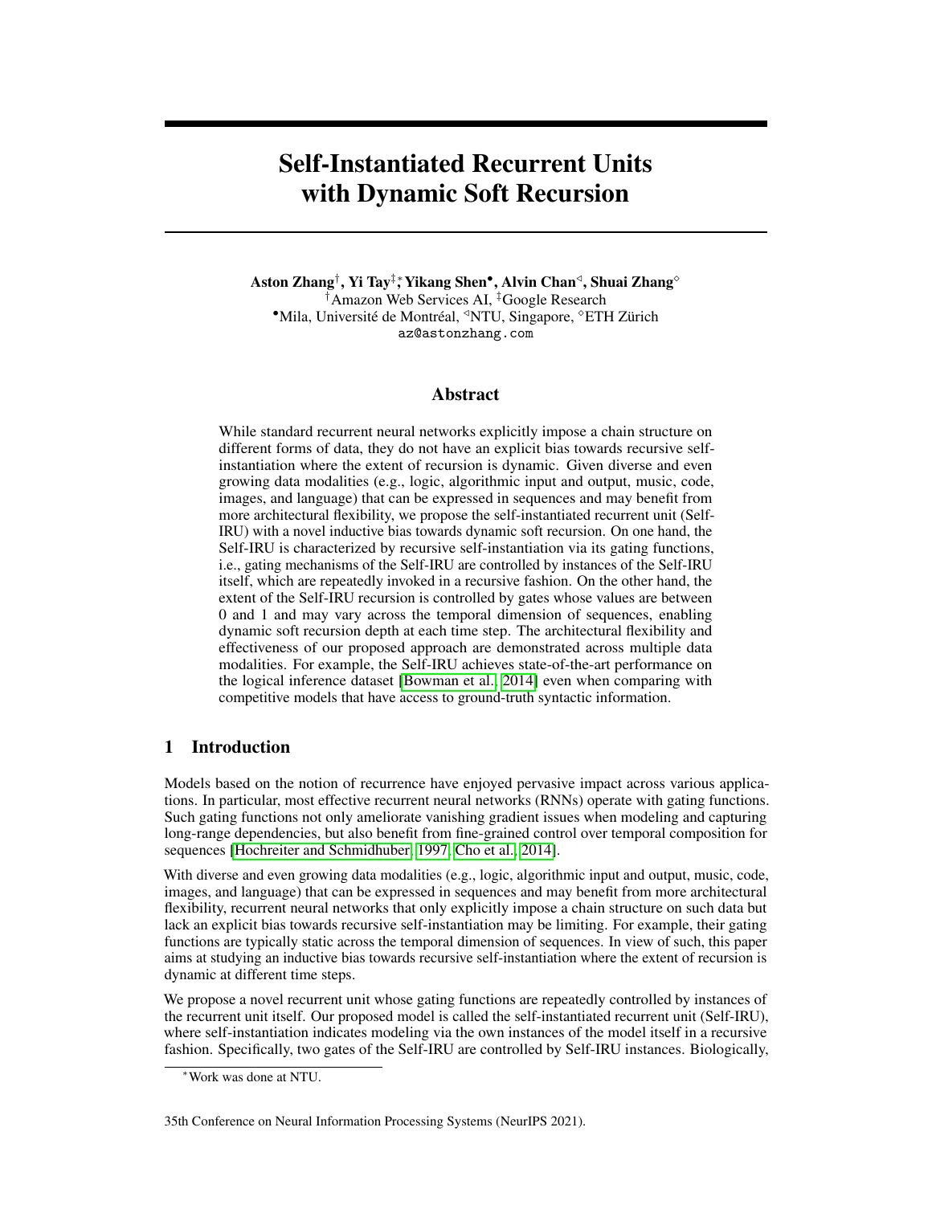# Self-Instantiated Recurrent Units with Dynamic Soft Recursion

**Aston Zhang**[†], **Yi Tay**[‡]*, **Yikang Shen**[•], **Alvin Chan**[◁], **Shuai Zhang**[⋄]

[†]Amazon Web Services AI, [‡]Google Research

[•]Mila, Université de Montréal, [◁]NTU, Singapore, [⋄]ETH Zürich

az@astonzhang.com

## Abstract

While standard recurrent neural networks explicitly impose a chain structure on different forms of data, they do not have an explicit bias towards recursive self-instantiation where the extent of recursion is dynamic. Given diverse and even growing data modalities (e.g., logic, algorithmic input and output, music, code, images, and language) that can be expressed in sequences and may benefit from more architectural flexibility, we propose the self-instantiated recurrent unit (Self-IRU) with a novel inductive bias towards dynamic soft recursion. On one hand, the Self-IRU is characterized by recursive self-instantiation via its gating functions, i.e., gating mechanisms of the Self-IRU are controlled by instances of the Self-IRU itself, which are repeatedly invoked in a recursive fashion. On the other hand, the extent of the Self-IRU recursion is controlled by gates whose values are between 0 and 1 and may vary across the temporal dimension of sequences, enabling dynamic soft recursion depth at each time step. The architectural flexibility and effectiveness of our proposed approach are demonstrated across multiple data modalities. For example, the Self-IRU achieves state-of-the-art performance on the logical inference dataset [Bowman et al., 2014] even when comparing with competitive models that have access to ground-truth syntactic information.

## 1 Introduction

Models based on the notion of recurrence have enjoyed pervasive impact across various applications. In particular, most effective recurrent neural networks (RNNs) operate with gating functions. Such gating functions not only ameliorate vanishing gradient issues when modeling and capturing long-range dependencies, but also benefit from fine-grained control over temporal composition for sequences [Hochreiter and Schmidhuber, 1997, Cho et al., 2014].

With diverse and even growing data modalities (e.g., logic, algorithmic input and output, music, code, images, and language) that can be expressed in sequences and may benefit from more architectural flexibility, recurrent neural networks that only explicitly impose a chain structure on such data but lack an explicit bias towards recursive self-instantiation may be limiting. For example, their gating functions are typically static across the temporal dimension of sequences. In view of such, this paper aims at studying an inductive bias towards recursive self-instantiation where the extent of recursion is dynamic at different time steps.

We propose a novel recurrent unit whose gating functions are repeatedly controlled by instances of the recurrent unit itself. Our proposed model is called the self-instantiated recurrent unit (Self-IRU), where self-instantiation indicates modeling via the own instances of the model itself in a recursive fashion. Specifically, two gates of the Self-IRU are controlled by Self-IRU instances. Biologically,

*Work was done at NTU.

35th Conference on Neural Information Processing Systems (NeurIPS 2021).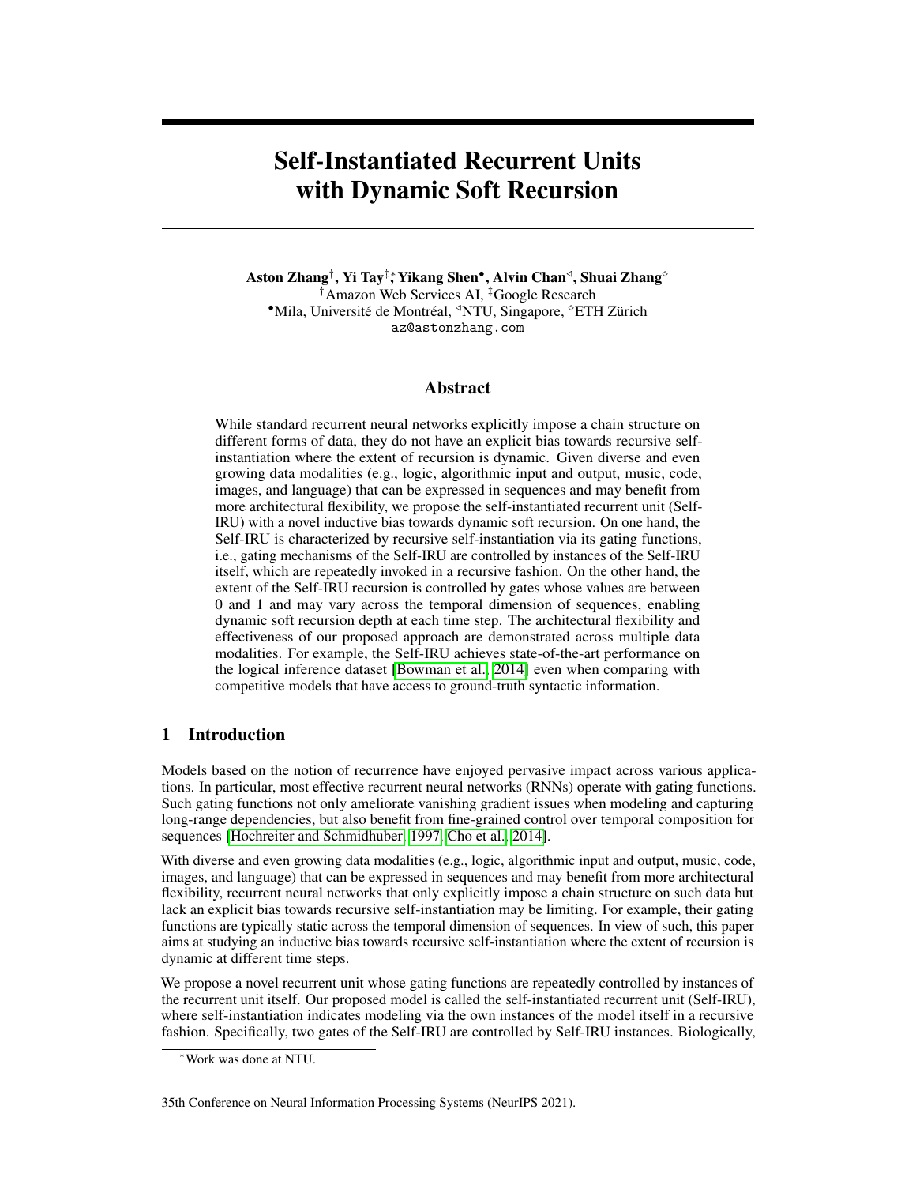# Self-Instantiated Recurrent Units with Dynamic Soft Recursion

**Aston Zhang[†], Yi Tay[‡,*], Yikang Shen[•], Alvin Chan[◁], Shuai Zhang[◇]**
[†]Amazon Web Services AI, [‡]Google Research
[•]Mila, Université de Montréal, [◁]NTU, Singapore, [◇]ETH Zürich
az@astonzhang.com

## Abstract

While standard recurrent neural networks explicitly impose a chain structure on different forms of data, they do not have an explicit bias towards recursive self-instantiation where the extent of recursion is dynamic. Given diverse and even growing data modalities (e.g., logic, algorithmic input and output, music, code, images, and language) that can be expressed in sequences and may benefit from more architectural flexibility, we propose the self-instantiated recurrent unit (Self-IRU) with a novel inductive bias towards dynamic soft recursion. On one hand, the Self-IRU is characterized by recursive self-instantiation via its gating functions, i.e., gating mechanisms of the Self-IRU are controlled by instances of the Self-IRU itself, which are repeatedly invoked in a recursive fashion. On the other hand, the extent of the Self-IRU recursion is controlled by gates whose values are between 0 and 1 and may vary across the temporal dimension of sequences, enabling dynamic soft recursion depth at each time step. The architectural flexibility and effectiveness of our proposed approach are demonstrated across multiple data modalities. For example, the Self-IRU achieves state-of-the-art performance on the logical inference dataset [Bowman et al., 2014] even when comparing with competitive models that have access to ground-truth syntactic information.

## 1 Introduction

Models based on the notion of recurrence have enjoyed pervasive impact across various applications. In particular, most effective recurrent neural networks (RNNs) operate with gating functions. Such gating functions not only ameliorate vanishing gradient issues when modeling and capturing long-range dependencies, but also benefit from fine-grained control over temporal composition for sequences [Hochreiter and Schmidhuber, 1997, Cho et al., 2014].

With diverse and even growing data modalities (e.g., logic, algorithmic input and output, music, code, images, and language) that can be expressed in sequences and may benefit from more architectural flexibility, recurrent neural networks that only explicitly impose a chain structure on such data but lack an explicit bias towards recursive self-instantiation may be limiting. For example, their gating functions are typically static across the temporal dimension of sequences. In view of such, this paper aims at studying an inductive bias towards recursive self-instantiation where the extent of recursion is dynamic at different time steps.

We propose a novel recurrent unit whose gating functions are repeatedly controlled by instances of the recurrent unit itself. Our proposed model is called the self-instantiated recurrent unit (Self-IRU), where self-instantiation indicates modeling via the own instances of the model itself in a recursive fashion. Specifically, two gates of the Self-IRU are controlled by Self-IRU instances. Biologically,

*Work was done at NTU.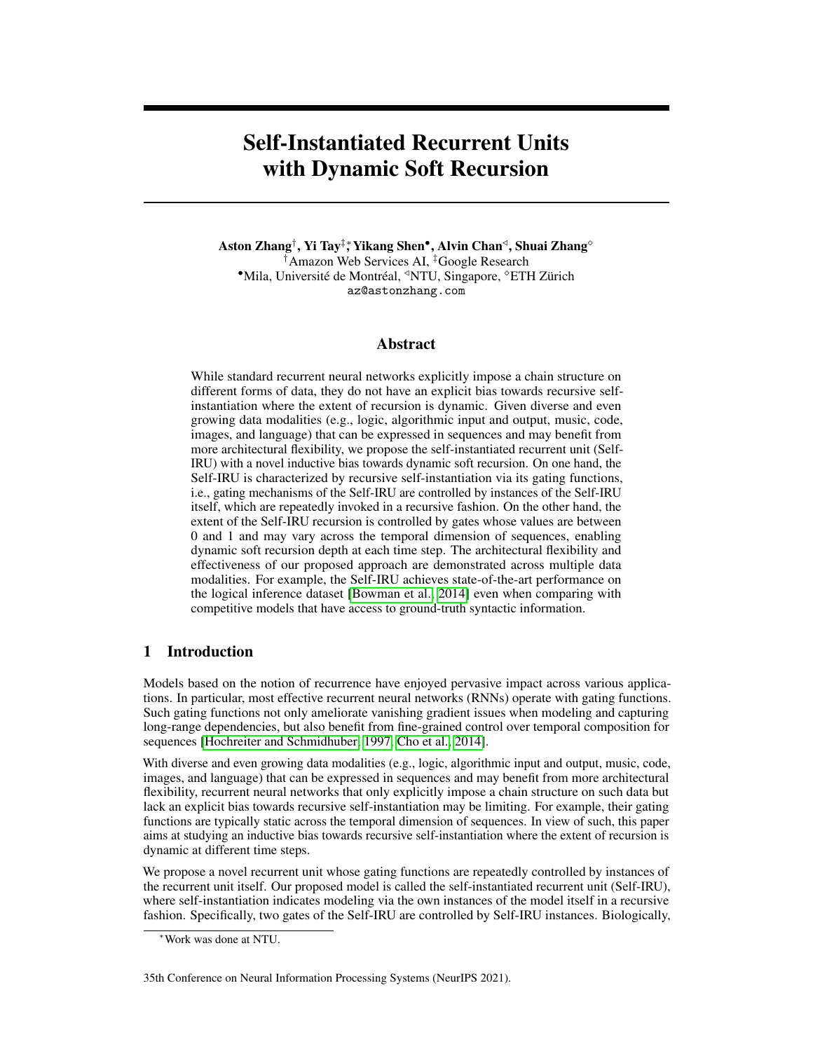# Self-Instantiated Recurrent Units with Dynamic Soft Recursion

**Aston Zhang**[†], **Yi Tay**[‡]*, **Yikang Shen**[•], **Alvin Chan**[◁], **Shuai Zhang**[◇]

[†]Amazon Web Services AI, [‡]Google Research

[•]Mila, Université de Montréal, [◁]NTU, Singapore, [◇]ETH Zürich

az@astonzhang.com

## Abstract

While standard recurrent neural networks explicitly impose a chain structure on different forms of data, they do not have an explicit bias towards recursive self-instantiation where the extent of recursion is dynamic. Given diverse and even growing data modalities (e.g., logic, algorithmic input and output, music, code, images, and language) that can be expressed in sequences and may benefit from more architectural flexibility, we propose the self-instantiated recurrent unit (Self-IRU) with a novel inductive bias towards dynamic soft recursion. On one hand, the Self-IRU is characterized by recursive self-instantiation via its gating functions, i.e., gating mechanisms of the Self-IRU are controlled by instances of the Self-IRU itself, which are repeatedly invoked in a recursive fashion. On the other hand, the extent of the Self-IRU recursion is controlled by gates whose values are between 0 and 1 and may vary across the temporal dimension of sequences, enabling dynamic soft recursion depth at each time step. The architectural flexibility and effectiveness of our proposed approach are demonstrated across multiple data modalities. For example, the Self-IRU achieves state-of-the-art performance on the logical inference dataset [Bowman et al., 2014] even when comparing with competitive models that have access to ground-truth syntactic information.

## 1 Introduction

Models based on the notion of recurrence have enjoyed pervasive impact across various applications. In particular, most effective recurrent neural networks (RNNs) operate with gating functions. Such gating functions not only ameliorate vanishing gradient issues when modeling and capturing long-range dependencies, but also benefit from fine-grained control over temporal composition for sequences [Hochreiter and Schmidhuber, 1997, Cho et al., 2014].

With diverse and even growing data modalities (e.g., logic, algorithmic input and output, music, code, images, and language) that can be expressed in sequences and may benefit from more architectural flexibility, recurrent neural networks that only explicitly impose a chain structure on such data but lack an explicit bias towards recursive self-instantiation may be limiting. For example, their gating functions are typically static across the temporal dimension of sequences. In view of such, this paper aims at studying an inductive bias towards recursive self-instantiation where the extent of recursion is dynamic at different time steps.

We propose a novel recurrent unit whose gating functions are repeatedly controlled by instances of the recurrent unit itself. Our proposed model is called the self-instantiated recurrent unit (Self-IRU), where self-instantiation indicates modeling via the own instances of the model itself in a recursive fashion. Specifically, two gates of the Self-IRU are controlled by Self-IRU instances. Biologically,

*Work was done at NTU.

35th Conference on Neural Information Processing Systems (NeurIPS 2021).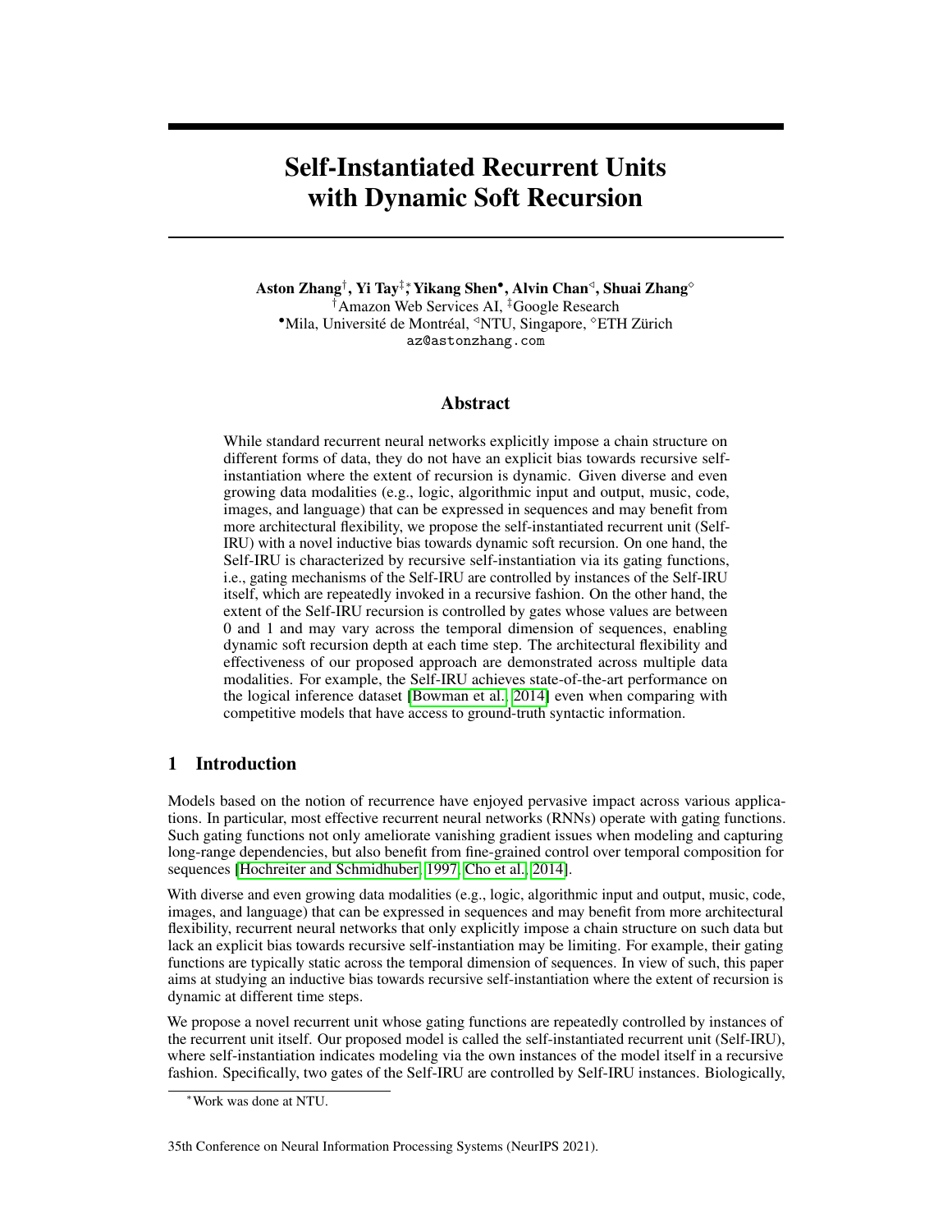# Self-Instantiated Recurrent Units with Dynamic Soft Recursion

**Aston Zhang**[†], **Yi Tay**[‡,*], **Yikang Shen**[•], **Alvin Chan**[◁], **Shuai Zhang**[◇]

[†]Amazon Web Services AI, [‡]Google Research

[•]Mila, Université de Montréal, [◁]NTU, Singapore, [◇]ETH Zürich

az@astonzhang.com

## Abstract

While standard recurrent neural networks explicitly impose a chain structure on different forms of data, they do not have an explicit bias towards recursive self-instantiation where the extent of recursion is dynamic. Given diverse and even growing data modalities (e.g., logic, algorithmic input and output, music, code, images, and language) that can be expressed in sequences and may benefit from more architectural flexibility, we propose the self-instantiated recurrent unit (Self-IRU) with a novel inductive bias towards dynamic soft recursion. On one hand, the Self-IRU is characterized by recursive self-instantiation via its gating functions, i.e., gating mechanisms of the Self-IRU are controlled by instances of the Self-IRU itself, which are repeatedly invoked in a recursive fashion. On the other hand, the extent of the Self-IRU recursion is controlled by gates whose values are between 0 and 1 and may vary across the temporal dimension of sequences, enabling dynamic soft recursion depth at each time step. The architectural flexibility and effectiveness of our proposed approach are demonstrated across multiple data modalities. For example, the Self-IRU achieves state-of-the-art performance on the logical inference dataset [Bowman et al., 2014] even when comparing with competitive models that have access to ground-truth syntactic information.

## 1 Introduction

Models based on the notion of recurrence have enjoyed pervasive impact across various applications. In particular, most effective recurrent neural networks (RNNs) operate with gating functions. Such gating functions not only ameliorate vanishing gradient issues when modeling and capturing long-range dependencies, but also benefit from fine-grained control over temporal composition for sequences [Hochreiter and Schmidhuber, 1997, Cho et al., 2014].

With diverse and even growing data modalities (e.g., logic, algorithmic input and output, music, code, images, and language) that can be expressed in sequences and may benefit from more architectural flexibility, recurrent neural networks that only explicitly impose a chain structure on such data but lack an explicit bias towards recursive self-instantiation may be limiting. For example, their gating functions are typically static across the temporal dimension of sequences. In view of such, this paper aims at studying an inductive bias towards recursive self-instantiation where the extent of recursion is dynamic at different time steps.

We propose a novel recurrent unit whose gating functions are repeatedly controlled by instances of the recurrent unit itself. Our proposed model is called the self-instantiated recurrent unit (Self-IRU), where self-instantiation indicates modeling via the own instances of the model itself in a recursive fashion. Specifically, two gates of the Self-IRU are controlled by Self-IRU instances. Biologically,

*Work was done at NTU.

35th Conference on Neural Information Processing Systems (NeurIPS 2021).